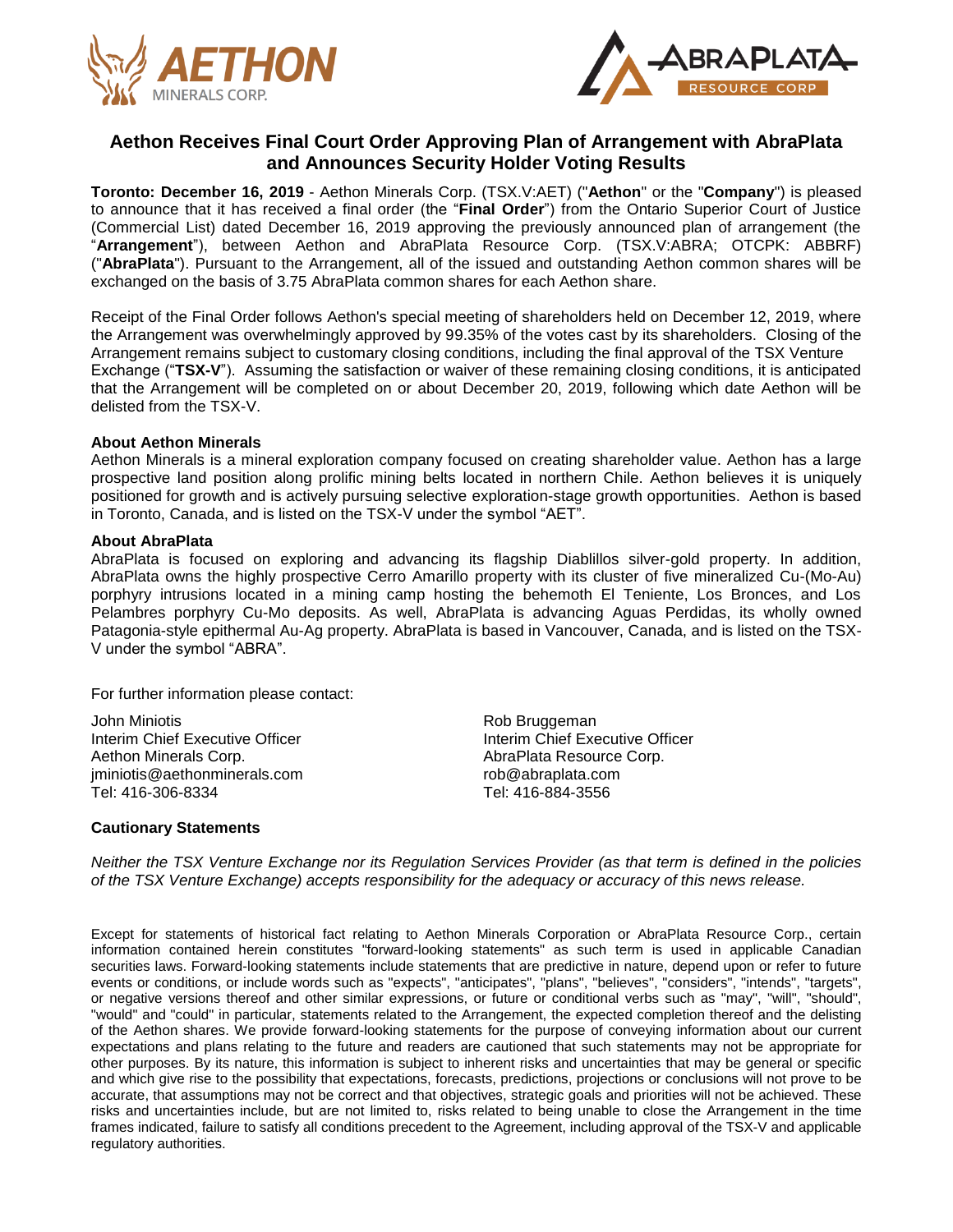# Aethon Receives Final Court Order Approving Plan of Arrangement with AbraPlata and Announces Security Holder Voting Results

**Toronto: December 16, 2019** - Aethon Minerals Corp. (TSX.V:AET) ("**Aethon**" or the "**Company**") is pleased to announce that it has received a final order (the "**Final Order**") from the Ontario Superior Court of Justice (Commercial List) dated December 16, 2019 approving the previously announced plan of arrangement (the "**Arrangement**"), between Aethon and AbraPlata Resource Corp. (TSX.V:ABRA; OTCPK: ABBRF) ("**AbraPlata**"). Pursuant to the Arrangement, all of the issued and outstanding Aethon common shares will be exchanged on the basis of 3.75 AbraPlata common shares for each Aethon share.

Receipt of the Final Order follows Aethon's special meeting of shareholders held on December 12, 2019, where the Arrangement was overwhelmingly approved by 99.35% of the votes cast by its shareholders. Closing of the Arrangement remains subject to customary closing conditions, including the final approval of the TSX Venture Exchange ("**TSX-V**"). Assuming the satisfaction or waiver of these remaining closing conditions, it is anticipated that the Arrangement will be completed on or about December 20, 2019, following which date Aethon will be delisted from the TSX-V.

**About Aethon Minerals**

Aethon Minerals is a mineral exploration company focused on creating shareholder value. Aethon has a large prospective land position along prolific mining belts located in northern Chile. Aethon believes it is uniquely positioned for growth and is actively pursuing selective exploration-stage growth opportunities. Aethon is based in Toronto, Canada, and is listed on the TSX-V under the symbol "AET".

**About AbraPlata**

AbraPlata is focused on exploring and advancing its flagship Diablillos silver-gold property. In addition, AbraPlata owns the highly prospective Cerro Amarillo property with its cluster of five mineralized Cu-(Mo-Au) porphyry intrusions located in a mining camp hosting the behemoth El Teniente, Los Bronces, and Los Pelambres porphyry Cu-Mo deposits. As well, AbraPlata is advancing Aguas Perdidas, its wholly owned Patagonia-style epithermal Au-Ag property. AbraPlata is based in Vancouver, Canada, and is listed on the TSX-V under the symbol "ABRA".

For further information please contact:

John Miniotis
Interim Chief Executive Officer
Aethon Minerals Corp.
jminiotis@aethonminerals.com
Tel: 416-306-8334

Rob Bruggeman
Interim Chief Executive Officer
AbraPlata Resource Corp.
rob@abraplata.com
Tel: 416-884-3556

**Cautionary Statements**

*Neither the TSX Venture Exchange nor its Regulation Services Provider (as that term is defined in the policies of the TSX Venture Exchange) accepts responsibility for the adequacy or accuracy of this news release.*

Except for statements of historical fact relating to Aethon Minerals Corporation or AbraPlata Resource Corp., certain information contained herein constitutes "forward-looking statements" as such term is used in applicable Canadian securities laws. Forward-looking statements include statements that are predictive in nature, depend upon or refer to future events or conditions, or include words such as "expects", "anticipates", "plans", "believes", "considers", "intends", "targets", or negative versions thereof and other similar expressions, or future or conditional verbs such as "may", "will", "should", "would" and "could" in particular, statements related to the Arrangement, the expected completion thereof and the delisting of the Aethon shares. We provide forward-looking statements for the purpose of conveying information about our current expectations and plans relating to the future and readers are cautioned that such statements may not be appropriate for other purposes. By its nature, this information is subject to inherent risks and uncertainties that may be general or specific and which give rise to the possibility that expectations, forecasts, predictions, projections or conclusions will not prove to be accurate, that assumptions may not be correct and that objectives, strategic goals and priorities will not be achieved. These risks and uncertainties include, but are not limited to, risks related to being unable to close the Arrangement in the time frames indicated, failure to satisfy all conditions precedent to the Agreement, including approval of the TSX-V and applicable regulatory authorities.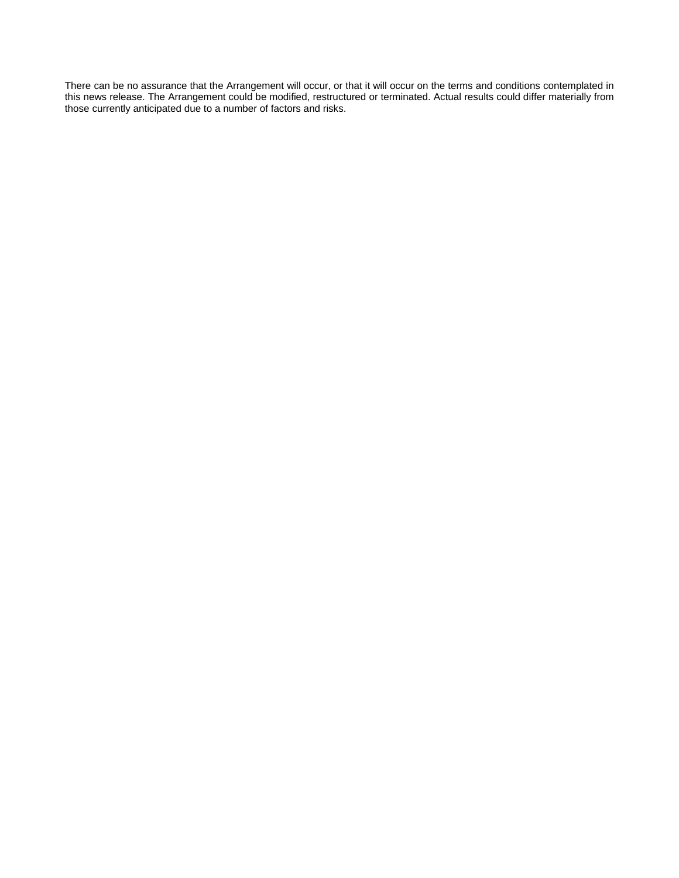There can be no assurance that the Arrangement will occur, or that it will occur on the terms and conditions contemplated in this news release. The Arrangement could be modified, restructured or terminated. Actual results could differ materially from those currently anticipated due to a number of factors and risks.